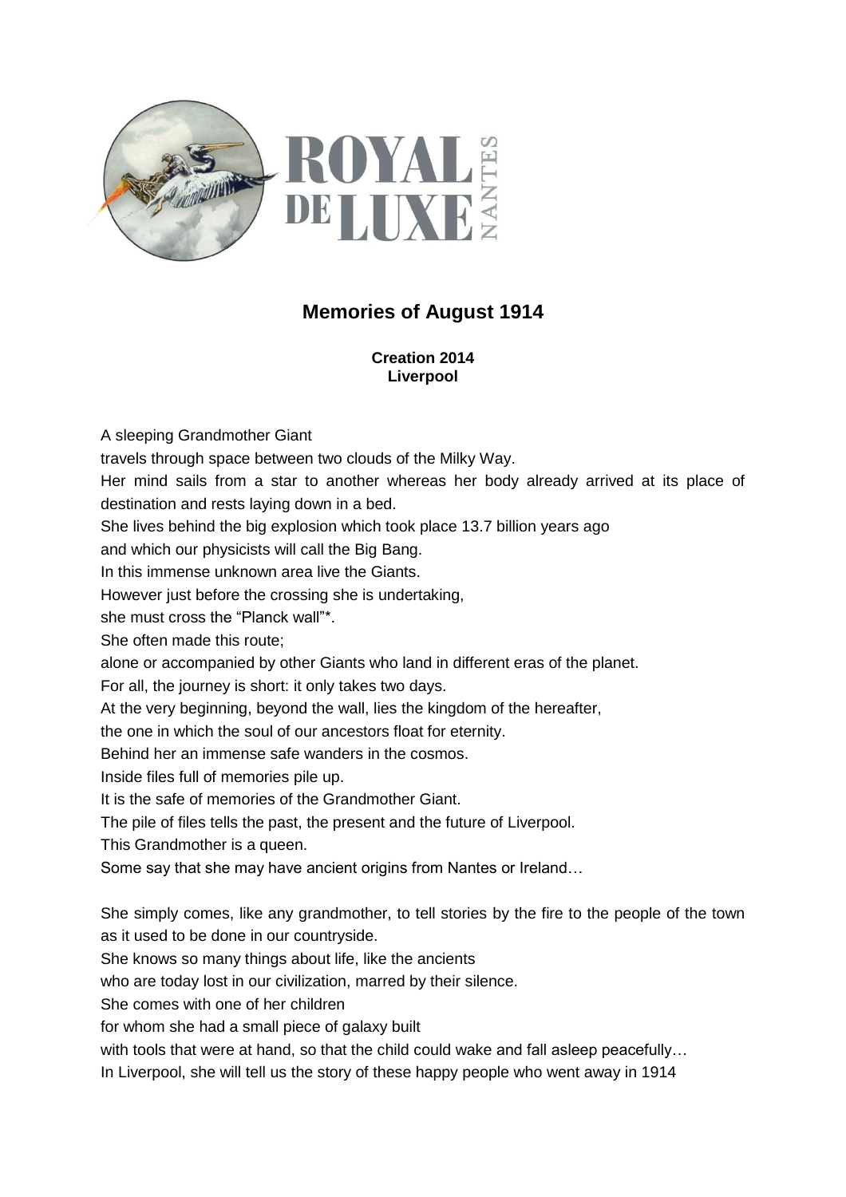# Memories of August 1914

**Creation 2014**
**Liverpool**

A sleeping Grandmother Giant
travels through space between two clouds of the Milky Way.
Her mind sails from a star to another whereas her body already arrived at its place of destination and rests laying down in a bed.
She lives behind the big explosion which took place 13.7 billion years ago
and which our physicists will call the Big Bang.
In this immense unknown area live the Giants.
However just before the crossing she is undertaking,
she must cross the "Planck wall"*.
She often made this route;
alone or accompanied by other Giants who land in different eras of the planet.
For all, the journey is short: it only takes two days.
At the very beginning, beyond the wall, lies the kingdom of the hereafter,
the one in which the soul of our ancestors float for eternity.
Behind her an immense safe wanders in the cosmos.
Inside files full of memories pile up.
It is the safe of memories of the Grandmother Giant.
The pile of files tells the past, the present and the future of Liverpool.
This Grandmother is a queen.
Some say that she may have ancient origins from Nantes or Ireland…

She simply comes, like any grandmother, to tell stories by the fire to the people of the town as it used to be done in our countryside.
She knows so many things about life, like the ancients
who are today lost in our civilization, marred by their silence.
She comes with one of her children
for whom she had a small piece of galaxy built
with tools that were at hand, so that the child could wake and fall asleep peacefully…
In Liverpool, she will tell us the story of these happy people who went away in 1914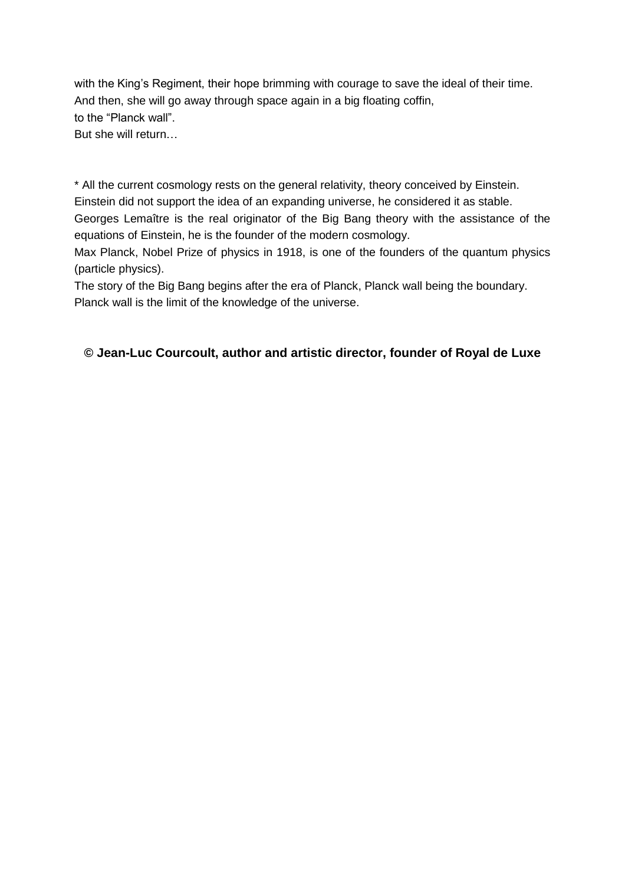with the King's Regiment, their hope brimming with courage to save the ideal of their time.
And then, she will go away through space again in a big floating coffin,
to the "Planck wall".
But she will return…

* All the current cosmology rests on the general relativity, theory conceived by Einstein.
Einstein did not support the idea of an expanding universe, he considered it as stable.
Georges Lemaître is the real originator of the Big Bang theory with the assistance of the equations of Einstein, he is the founder of the modern cosmology.
Max Planck, Nobel Prize of physics in 1918, is one of the founders of the quantum physics (particle physics).
The story of the Big Bang begins after the era of Planck, Planck wall being the boundary.
Planck wall is the limit of the knowledge of the universe.

**© Jean-Luc Courcoult, author and artistic director, founder of Royal de Luxe**